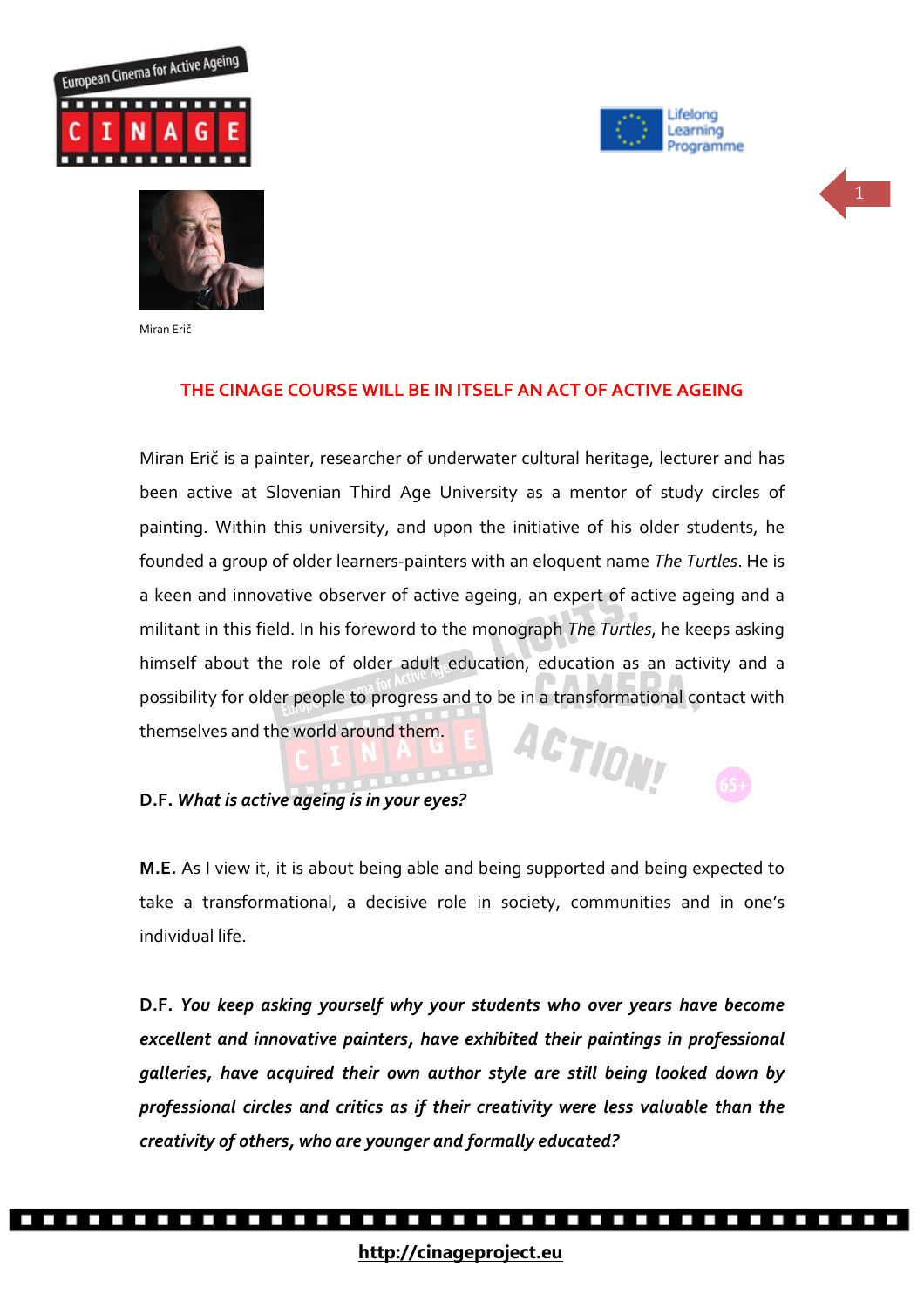Miran Erič

## THE CINAGE COURSE WILL BE IN ITSELF AN ACT OF ACTIVE AGEING

Miran Erič is a painter, researcher of underwater cultural heritage, lecturer and has been active at Slovenian Third Age University as a mentor of study circles of painting. Within this university, and upon the initiative of his older students, he founded a group of older learners-painters with an eloquent name *The Turtles*. He is a keen and innovative observer of active ageing, an expert of active ageing and a militant in this field. In his foreword to the monograph *The Turtles*, he keeps asking himself about the role of older adult education, education as an activity and a possibility for older people to progress and to be in a transformational contact with themselves and the world around them.

**D.F.** ***What is active ageing is in your eyes?***

**M.E.** As I view it, it is about being able and being supported and being expected to take a transformational, a decisive role in society, communities and in one's individual life.

**D.F.** ***You keep asking yourself why your students who over years have become excellent and innovative painters, have exhibited their paintings in professional galleries, have acquired their own author style are still being looked down by professional circles and critics as if their creativity were less valuable than the creativity of others, who are younger and formally educated?***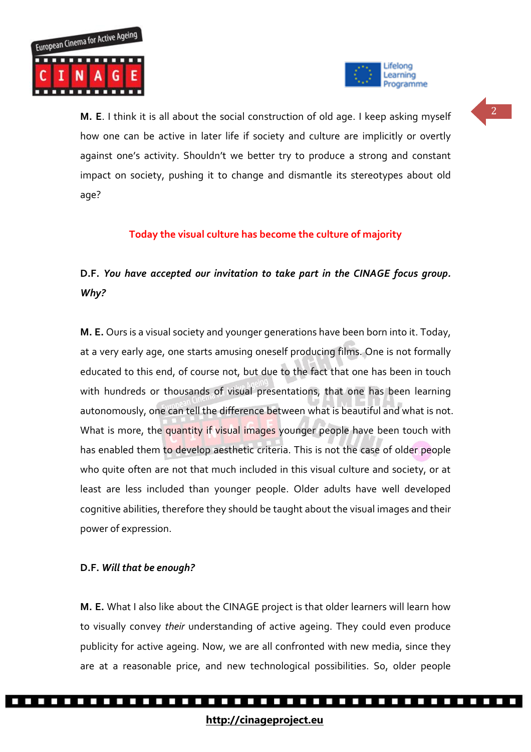**M. E**. I think it is all about the social construction of old age. I keep asking myself how one can be active in later life if society and culture are implicitly or overtly against one's activity. Shouldn't we better try to produce a strong and constant impact on society, pushing it to change and dismantle its stereotypes about old age?

## Today the visual culture has become the culture of majority

**D.F.** ***You have accepted our invitation to take part in the CINAGE focus group. Why?***

**M. E.** Ours is a visual society and younger generations have been born into it. Today, at a very early age, one starts amusing oneself producing films. One is not formally educated to this end, of course not, but due to the fact that one has been in touch with hundreds or thousands of visual presentations, that one has been learning autonomously, one can tell the difference between what is beautiful and what is not. What is more, the quantity if visual images younger people have been touch with has enabled them to develop aesthetic criteria. This is not the case of older people who quite often are not that much included in this visual culture and society, or at least are less included than younger people. Older adults have well developed cognitive abilities, therefore they should be taught about the visual images and their power of expression.

**D.F.** ***Will that be enough?***

**M. E.** What I also like about the CINAGE project is that older learners will learn how to visually convey *their* understanding of active ageing. They could even produce publicity for active ageing. Now, we are all confronted with new media, since they are at a reasonable price, and new technological possibilities. So, older people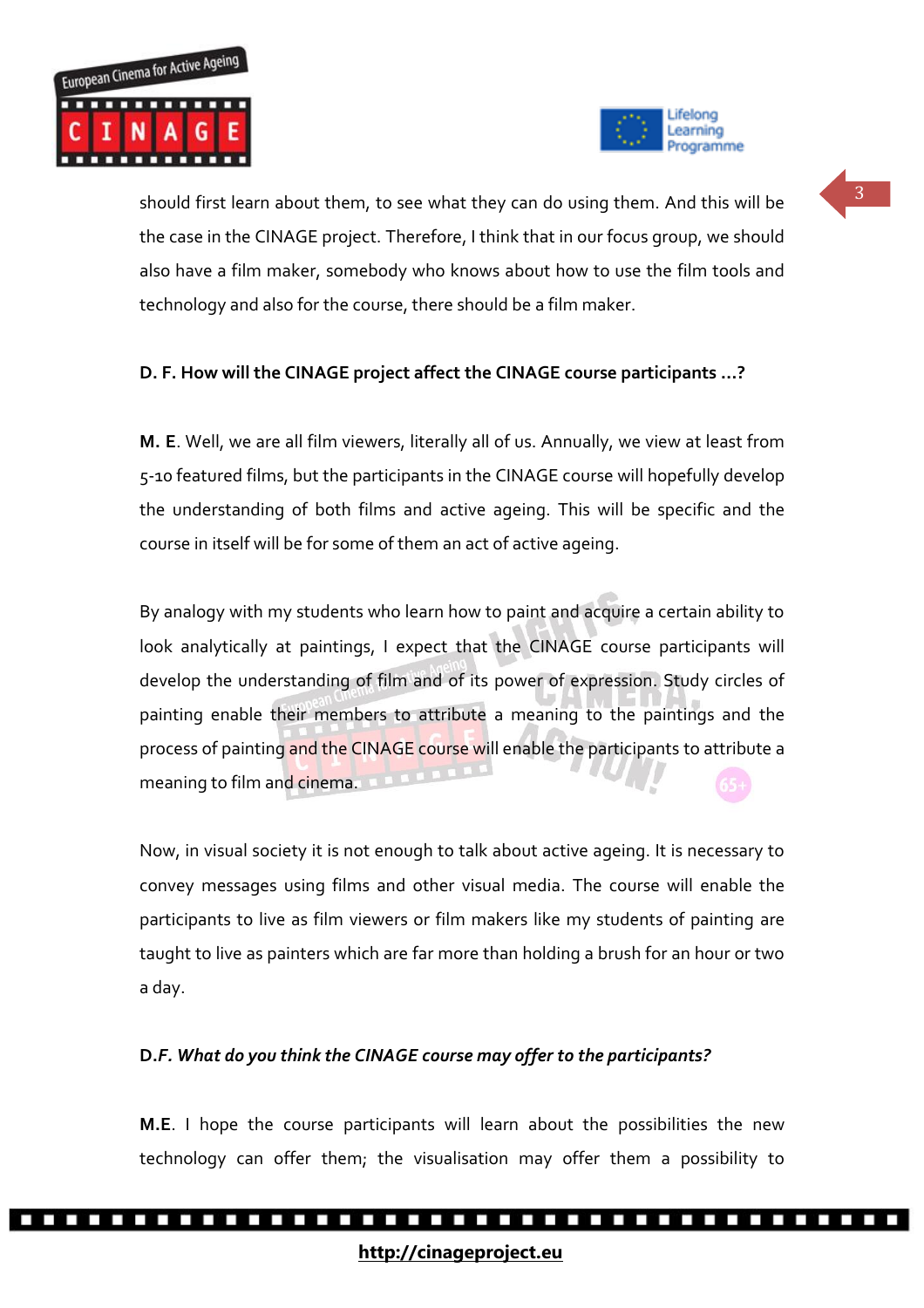should first learn about them, to see what they can do using them. And this will be the case in the CINAGE project. Therefore, I think that in our focus group, we should also have a film maker, somebody who knows about how to use the film tools and technology and also for the course, there should be a film maker.

**D. F. How will the CINAGE project affect the CINAGE course participants ...?**

**M. E**. Well, we are all film viewers, literally all of us. Annually, we view at least from 5-10 featured films, but the participants in the CINAGE course will hopefully develop the understanding of both films and active ageing. This will be specific and the course in itself will be for some of them an act of active ageing.

By analogy with my students who learn how to paint and acquire a certain ability to look analytically at paintings, I expect that the CINAGE course participants will develop the understanding of film and of its power of expression. Study circles of painting enable their members to attribute a meaning to the paintings and the process of painting and the CINAGE course will enable the participants to attribute a meaning to film and cinema.

Now, in visual society it is not enough to talk about active ageing. It is necessary to convey messages using films and other visual media. The course will enable the participants to live as film viewers or film makers like my students of painting are taught to live as painters which are far more than holding a brush for an hour or two a day.

**D.*F. What do you think the CINAGE course may offer to the participants?***

**M.E**. I hope the course participants will learn about the possibilities the new technology can offer them; the visualisation may offer them a possibility to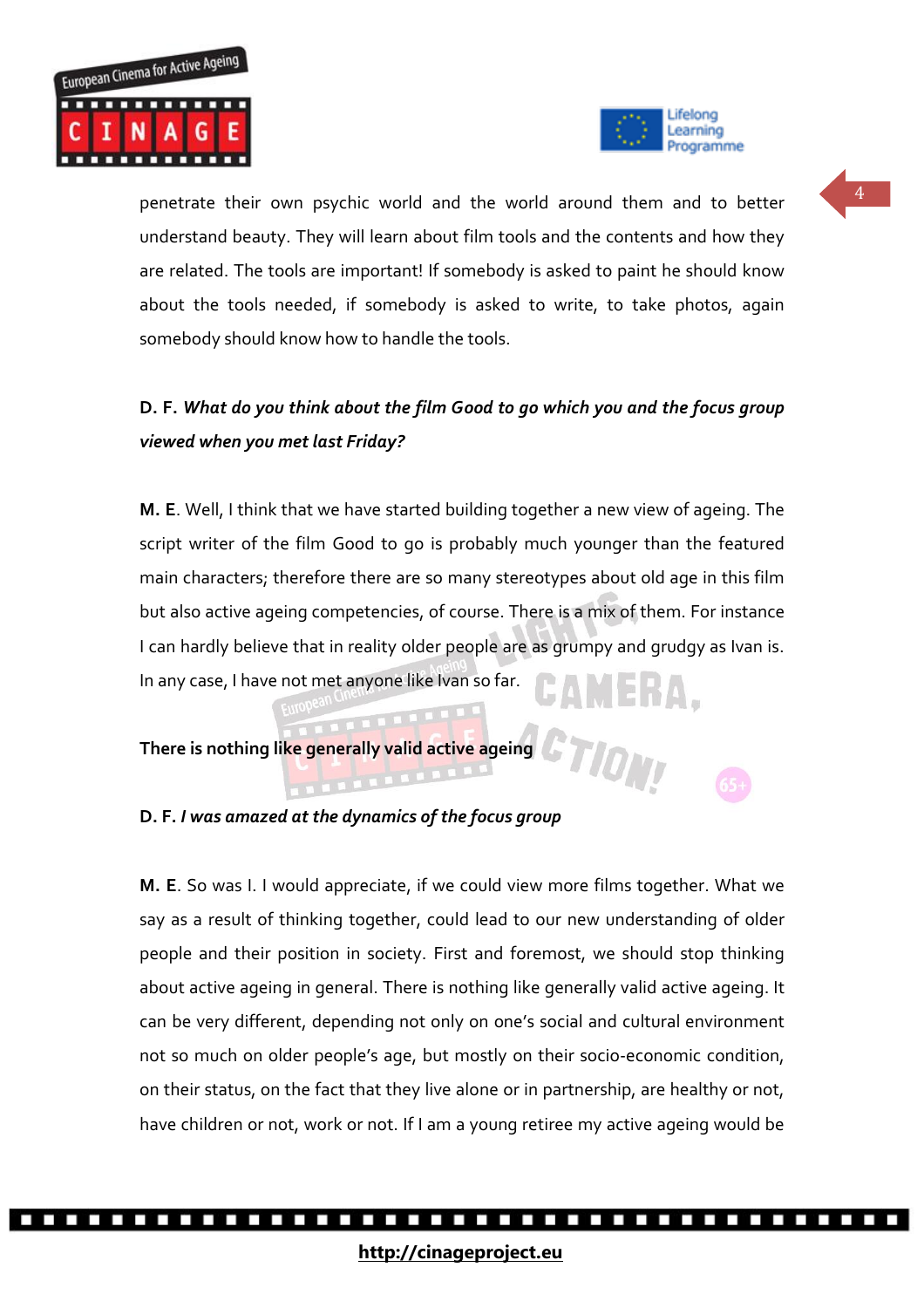penetrate their own psychic world and the world around them and to better understand beauty. They will learn about film tools and the contents and how they are related. The tools are important! If somebody is asked to paint he should know about the tools needed, if somebody is asked to write, to take photos, again somebody should know how to handle the tools.

**D. F.** ***What do you think about the film Good to go which you and the focus group viewed when you met last Friday?***

**M. E**. Well, I think that we have started building together a new view of ageing. The script writer of the film Good to go is probably much younger than the featured main characters; therefore there are so many stereotypes about old age in this film but also active ageing competencies, of course. There is a mix of them. For instance I can hardly believe that in reality older people are as grumpy and grudgy as Ivan is. In any case, I have not met anyone like Ivan so far.

**There is nothing like generally valid active ageing**

**D. F.** ***I was amazed at the dynamics of the focus group***

**M. E**. So was I. I would appreciate, if we could view more films together. What we say as a result of thinking together, could lead to our new understanding of older people and their position in society. First and foremost, we should stop thinking about active ageing in general. There is nothing like generally valid active ageing. It can be very different, depending not only on one's social and cultural environment not so much on older people's age, but mostly on their socio-economic condition, on their status, on the fact that they live alone or in partnership, are healthy or not, have children or not, work or not. If I am a young retiree my active ageing would be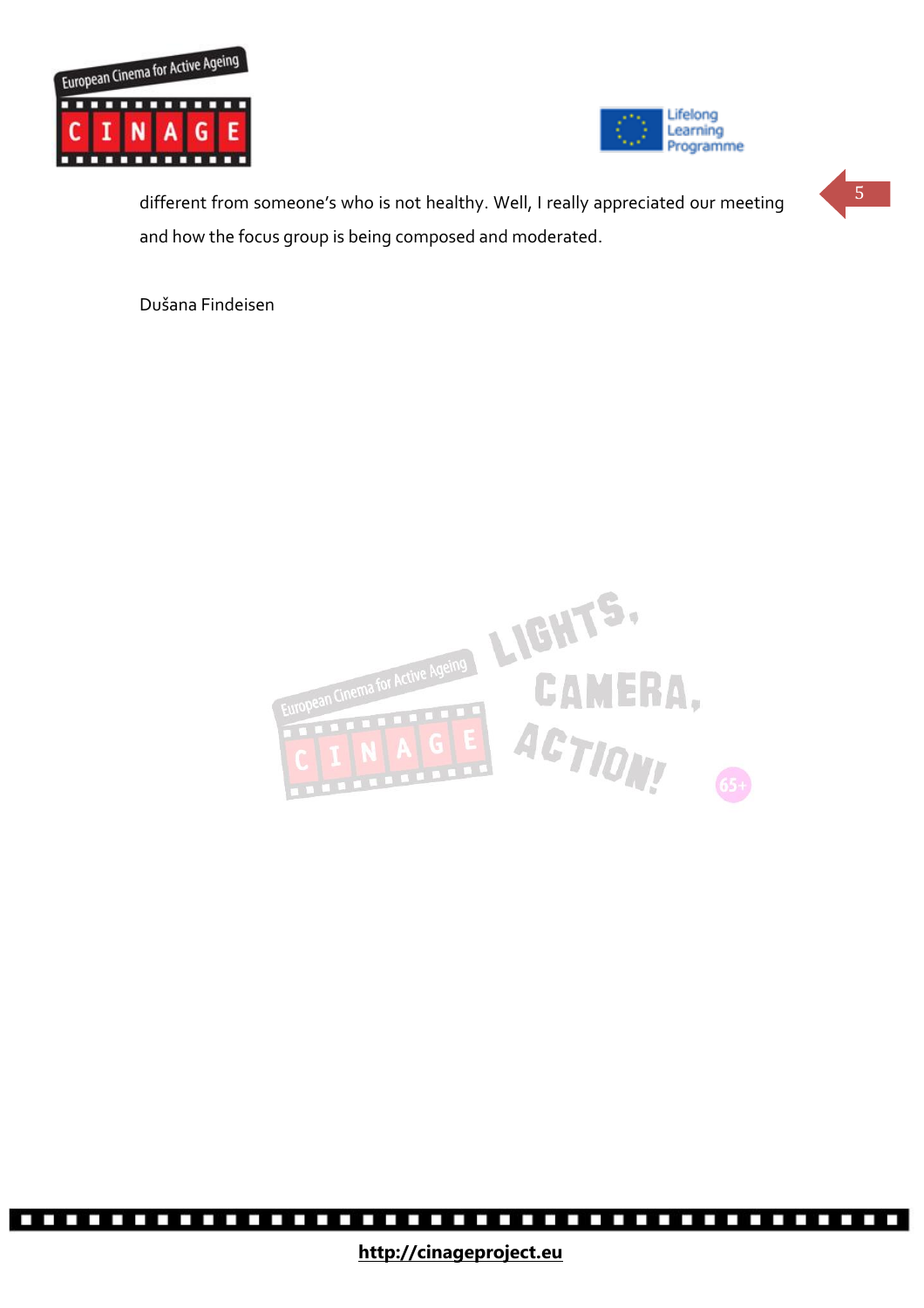different from someone's who is not healthy. Well, I really appreciated our meeting and how the focus group is being composed and moderated.

Dušana Findeisen